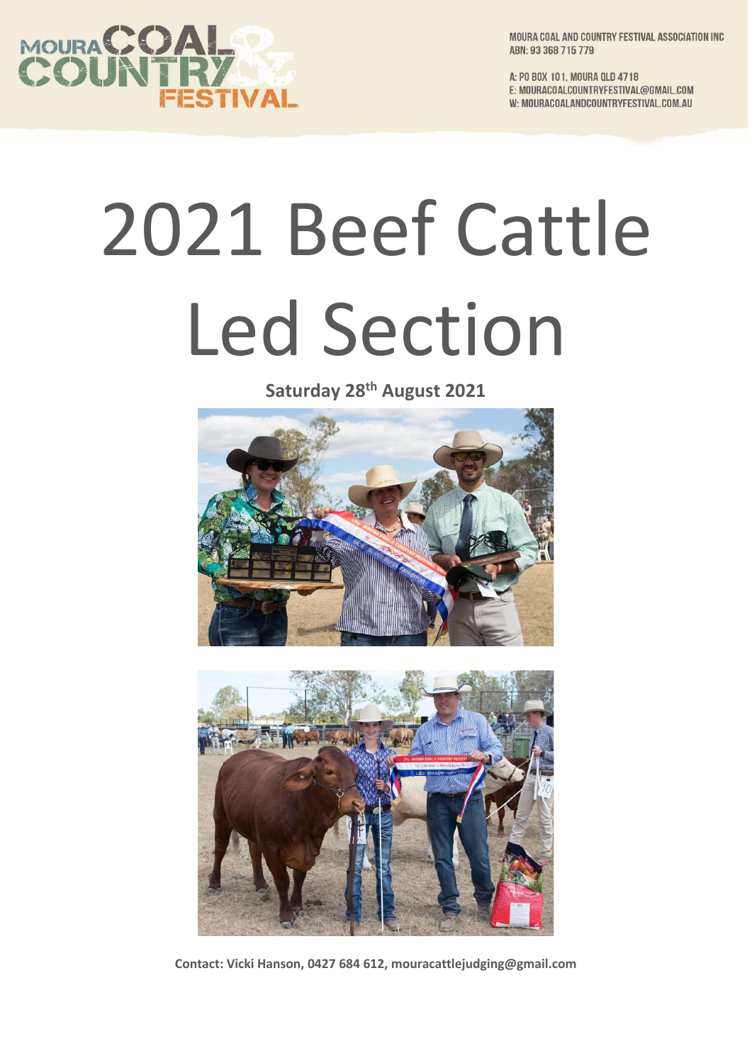MOURA COAL AND COUNTRY FESTIVAL ASSOCIATION INC
ABN: 93 368 715 779

A: PO BOX 101, MOURA QLD 4718
E: MOURACOALCOUNTRYFESTIVAL@GMAIL.COM
W: MOURACOALANDCOUNTRYFESTIVAL.COM.AU

# 2021 Beef Cattle Led Section

**Saturday 28th August 2021**

**Contact: Vicki Hanson, 0427 684 612, mouracattlejudging@gmail.com**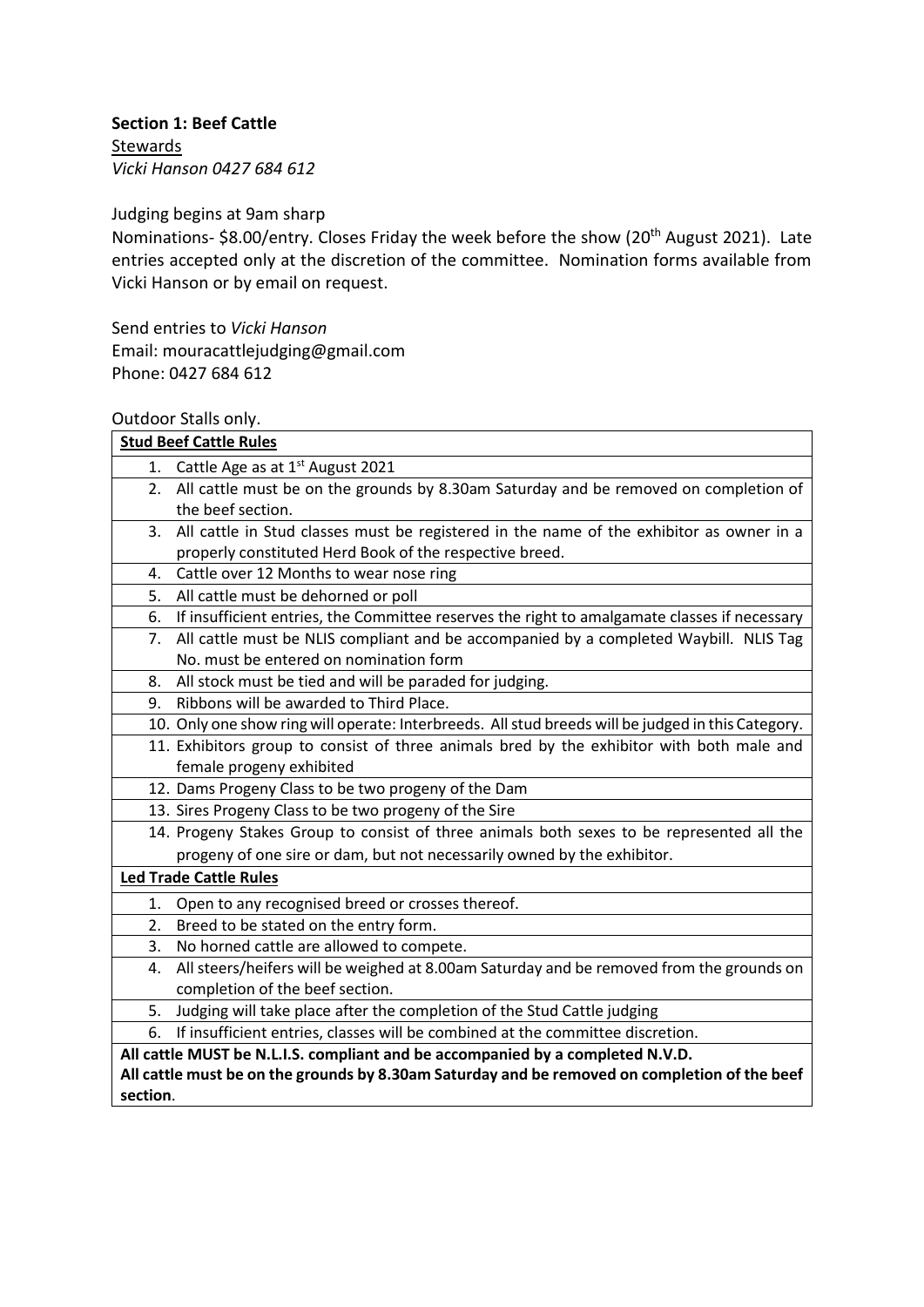**Section 1: Beef Cattle**

Stewards

*Vicki Hanson 0427 684 612*

Judging begins at 9am sharp

Nominations- $8.00/entry. Closes Friday the week before the show (20th August 2021). Late entries accepted only at the discretion of the committee. Nomination forms available from Vicki Hanson or by email on request.

Send entries to *Vicki Hanson*

Email: mouracattlejudging@gmail.com

Phone: 0427 684 612

Outdoor Stalls only.

| **Stud Beef Cattle Rules** |
|---|
| 1. Cattle Age as at 1st August 2021 |
| 2. All cattle must be on the grounds by 8.30am Saturday and be removed on completion of the beef section. |
| 3. All cattle in Stud classes must be registered in the name of the exhibitor as owner in a properly constituted Herd Book of the respective breed. |
| 4. Cattle over 12 Months to wear nose ring |
| 5. All cattle must be dehorned or poll |
| 6. If insufficient entries, the Committee reserves the right to amalgamate classes if necessary |
| 7. All cattle must be NLIS compliant and be accompanied by a completed Waybill. NLIS Tag No. must be entered on nomination form |
| 8. All stock must be tied and will be paraded for judging. |
| 9. Ribbons will be awarded to Third Place. |
| 10. Only one show ring will operate: Interbreeds. All stud breeds will be judged in this Category. |
| 11. Exhibitors group to consist of three animals bred by the exhibitor with both male and female progeny exhibited |
| 12. Dams Progeny Class to be two progeny of the Dam |
| 13. Sires Progeny Class to be two progeny of the Sire |
| 14. Progeny Stakes Group to consist of three animals both sexes to be represented all the progeny of one sire or dam, but not necessarily owned by the exhibitor. |
| **Led Trade Cattle Rules** |
| 1. Open to any recognised breed or crosses thereof. |
| 2. Breed to be stated on the entry form. |
| 3. No horned cattle are allowed to compete. |
| 4. All steers/heifers will be weighed at 8.00am Saturday and be removed from the grounds on completion of the beef section. |
| 5. Judging will take place after the completion of the Stud Cattle judging |
| 6. If insufficient entries, classes will be combined at the committee discretion. |
| **All cattle MUST be N.L.I.S. compliant and be accompanied by a completed N.V.D.** **All cattle must be on the grounds by 8.30am Saturday and be removed on completion of the beef section**. |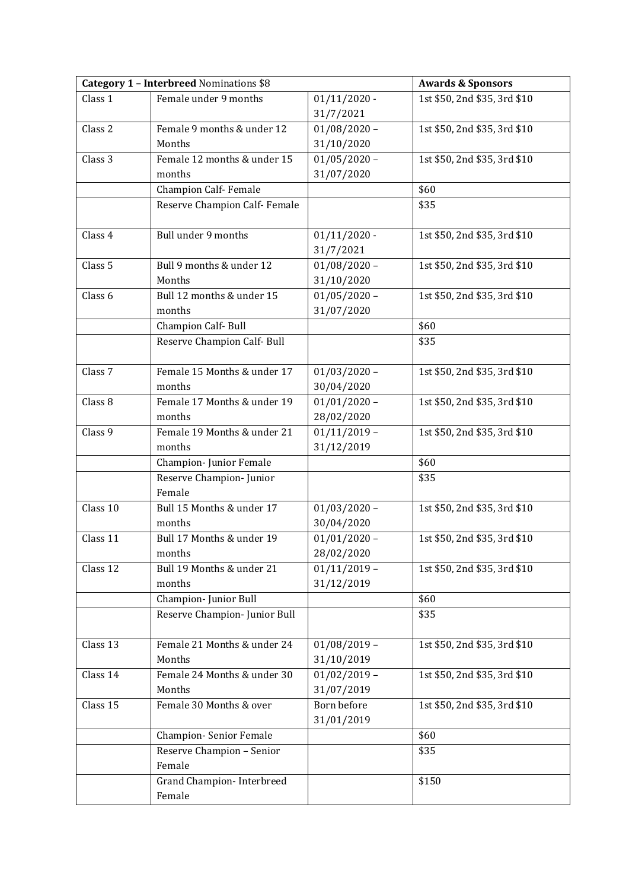| **Category 1 – Interbreed** Nominations $8 | | | **Awards & Sponsors** |
|---|---|---|---|
| Class 1 | Female under 9 months | 01/11/2020 - 31/7/2021 | 1st $50, 2nd $35, 3rd $10 |
| Class 2 | Female 9 months & under 12 Months | 01/08/2020 – 31/10/2020 | 1st $50, 2nd $35, 3rd $10 |
| Class 3 | Female 12 months & under 15 months | 01/05/2020 – 31/07/2020 | 1st $50, 2nd $35, 3rd $10 |
| | Champion Calf- Female | | $60 |
| | Reserve Champion Calf- Female | | $35 |
| Class 4 | Bull under 9 months | 01/11/2020 - 31/7/2021 | 1st $50, 2nd $35, 3rd $10 |
| Class 5 | Bull 9 months & under 12 Months | 01/08/2020 – 31/10/2020 | 1st $50, 2nd $35, 3rd $10 |
| Class 6 | Bull 12 months & under 15 months | 01/05/2020 – 31/07/2020 | 1st $50, 2nd $35, 3rd $10 |
| | Champion Calf- Bull | | $60 |
| | Reserve Champion Calf- Bull | | $35 |
| Class 7 | Female 15 Months & under 17 months | 01/03/2020 – 30/04/2020 | 1st $50, 2nd $35, 3rd $10 |
| Class 8 | Female 17 Months & under 19 months | 01/01/2020 – 28/02/2020 | 1st $50, 2nd $35, 3rd $10 |
| Class 9 | Female 19 Months & under 21 months | 01/11/2019 – 31/12/2019 | 1st $50, 2nd $35, 3rd $10 |
| | Champion- Junior Female | | $60 |
| | Reserve Champion- Junior Female | | $35 |
| Class 10 | Bull 15 Months & under 17 months | 01/03/2020 – 30/04/2020 | 1st $50, 2nd $35, 3rd $10 |
| Class 11 | Bull 17 Months & under 19 months | 01/01/2020 – 28/02/2020 | 1st $50, 2nd $35, 3rd $10 |
| Class 12 | Bull 19 Months & under 21 months | 01/11/2019 – 31/12/2019 | 1st $50, 2nd $35, 3rd $10 |
| | Champion- Junior Bull | | $60 |
| | Reserve Champion- Junior Bull | | $35 |
| Class 13 | Female 21 Months & under 24 Months | 01/08/2019 – 31/10/2019 | 1st $50, 2nd $35, 3rd $10 |
| Class 14 | Female 24 Months & under 30 Months | 01/02/2019 – 31/07/2019 | 1st $50, 2nd $35, 3rd $10 |
| Class 15 | Female 30 Months & over | Born before 31/01/2019 | 1st $50, 2nd $35, 3rd $10 |
| | Champion- Senior Female | | $60 |
| | Reserve Champion – Senior Female | | $35 |
| | Grand Champion- Interbreed Female | | $150 |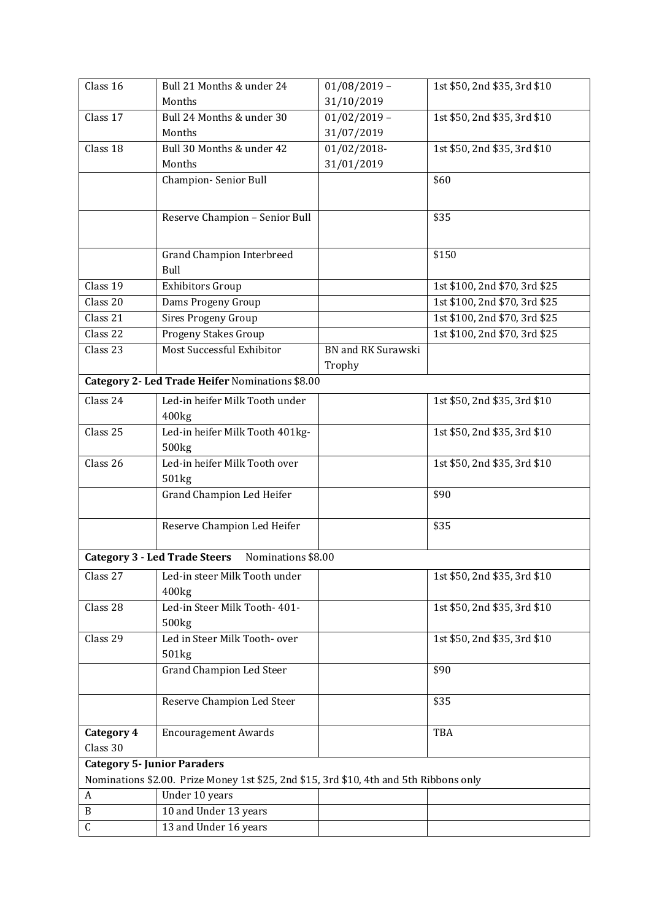| | | | |
|---|---|---|---|
| Class 16 | Bull 21 Months & under 24 Months | 01/08/2019 – 31/10/2019 | 1st $50, 2nd $35, 3rd $10 |
| Class 17 | Bull 24 Months & under 30 Months | 01/02/2019 – 31/07/2019 | 1st $50, 2nd $35, 3rd $10 |
| Class 18 | Bull 30 Months & under 42 Months | 01/02/2018- 31/01/2019 | 1st $50, 2nd $35, 3rd $10 |
| | Champion- Senior Bull | | $60 |
| | Reserve Champion – Senior Bull | | $35 |
| | Grand Champion Interbreed Bull | | $150 |
| Class 19 | Exhibitors Group | | 1st $100, 2nd $70, 3rd $25 |
| Class 20 | Dams Progeny Group | | 1st $100, 2nd $70, 3rd $25 |
| Class 21 | Sires Progeny Group | | 1st $100, 2nd $70, 3rd $25 |
| Class 22 | Progeny Stakes Group | | 1st $100, 2nd $70, 3rd $25 |
| Class 23 | Most Successful Exhibitor | BN and RK Surawski Trophy | |
| **Category 2- Led Trade Heifer** Nominations $8.00 | | | |
| Class 24 | Led-in heifer Milk Tooth under 400kg | | 1st $50, 2nd $35, 3rd $10 |
| Class 25 | Led-in heifer Milk Tooth 401kg- 500kg | | 1st $50, 2nd $35, 3rd $10 |
| Class 26 | Led-in heifer Milk Tooth over 501kg | | 1st $50, 2nd $35, 3rd $10 |
| | Grand Champion Led Heifer | | $90 |
| | Reserve Champion Led Heifer | | $35 |
| **Category 3 - Led Trade Steers** Nominations $8.00 | | | |
| Class 27 | Led-in steer Milk Tooth under 400kg | | 1st $50, 2nd $35, 3rd $10 |
| Class 28 | Led-in Steer Milk Tooth- 401- 500kg | | 1st $50, 2nd $35, 3rd $10 |
| Class 29 | Led in Steer Milk Tooth- over 501kg | | 1st $50, 2nd $35, 3rd $10 |
| | Grand Champion Led Steer | | $90 |
| | Reserve Champion Led Steer | | $35 |
| **Category 4** Class 30 | Encouragement Awards | | TBA |
| **Category 5- Junior Paraders** Nominations $2.00. Prize Money 1st $25, 2nd $15, 3rd $10, 4th and 5th Ribbons only | | | |
| A | Under 10 years | | |
| B | 10 and Under 13 years | | |
| C | 13 and Under 16 years | | |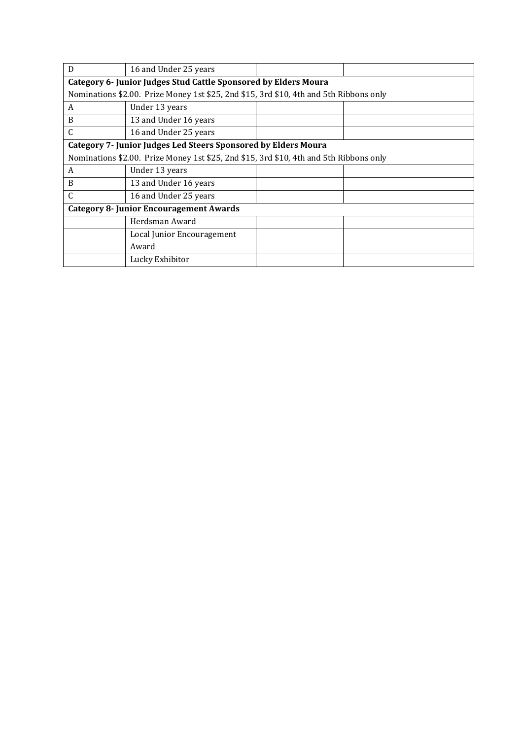| D | 16 and Under 25 years | | |
|---|---|---|---|
| **Category 6- Junior Judges Stud Cattle Sponsored by Elders Moura** | | | |
| Nominations $2.00. Prize Money 1st $25, 2nd $15, 3rd $10, 4th and 5th Ribbons only | | | |
| A | Under 13 years | | |
| B | 13 and Under 16 years | | |
| C | 16 and Under 25 years | | |
| **Category 7- Junior Judges Led Steers Sponsored by Elders Moura** | | | |
| Nominations $2.00. Prize Money 1st $25, 2nd $15, 3rd $10, 4th and 5th Ribbons only | | | |
| A | Under 13 years | | |
| B | 13 and Under 16 years | | |
| C | 16 and Under 25 years | | |
| **Category 8- Junior Encouragement Awards** | | | |
| | Herdsman Award | | |
| | Local Junior Encouragement Award | | |
| | Lucky Exhibitor | | |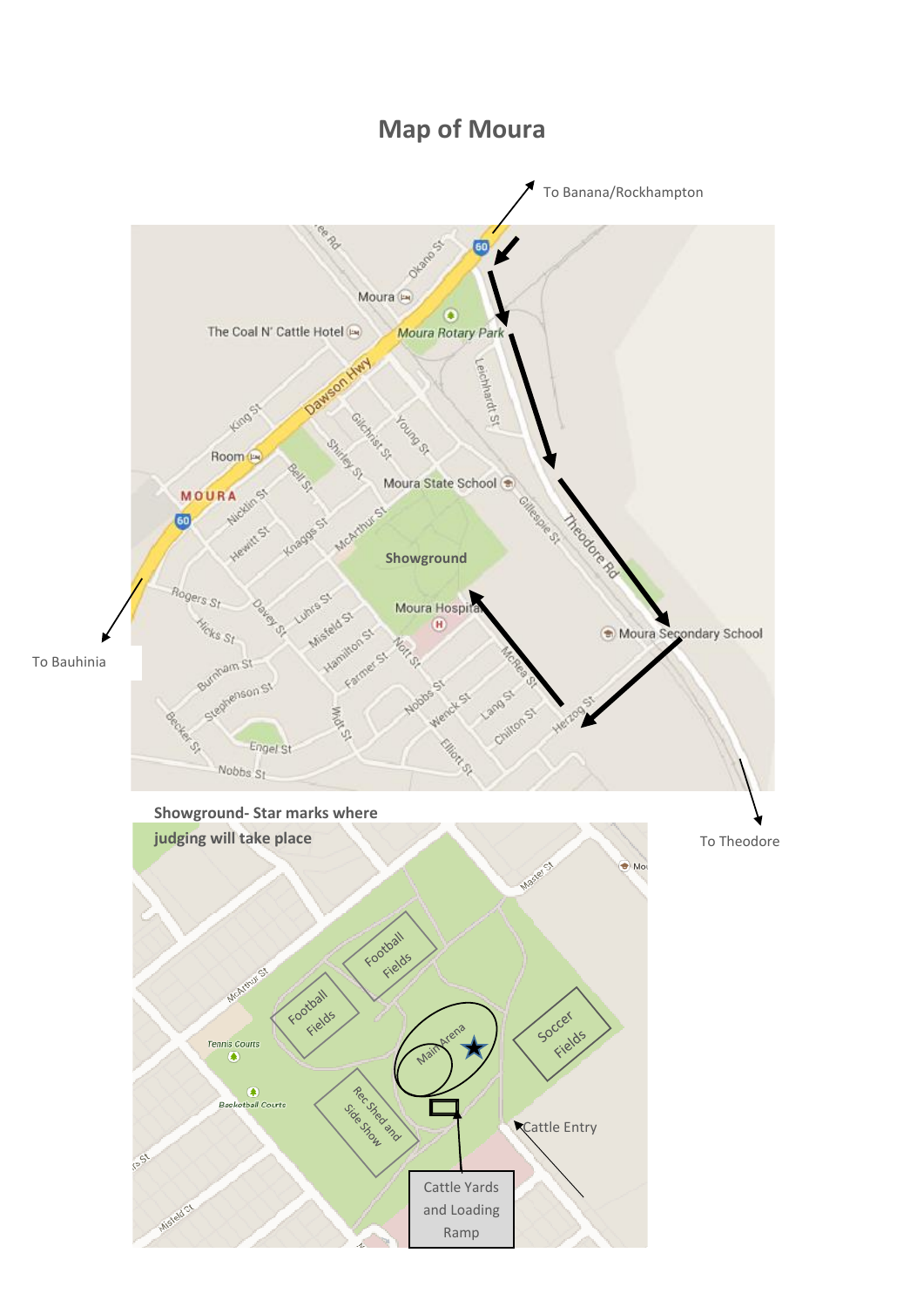# Map of Moura

To Banana/Rockhampton

Moura
The Coal N' Cattle Hotel
Moura Rotary Park
Okano St
Dawson Hwy
King St
Room
Gilchrist St
Young St
Leichhardt St
Shirley St
Bell St
Moura State School
MOURA
Nicklin St
McArthur St
Gillespie St
Theodore Rd
Hewitt St
Kaggs St
Showground
Rogers St
Davey St
Luhrs St
Moura Hospital
Hicks St
Misfeld St
Nott St
McRea St
Moura Secondary School
Hamilton St
Farmer St
Burnham St
Stephenson St
Nobbs St
Wenck St
Lang St
Herzog St
Becker St
Widt St
Chillton St
Engel St
Elliott St
Nobbs St

To Bauhinia

To Theodore

**Showground- Star marks where judging will take place**

Master St
McArthur St
Football Fields
Football Fields
Tennis Courts
Main Arena
Soccer Fields
Basketball Courts
Rec Shed and Side Show
Cattle Entry
Misfeld St
Cattle Yards and Loading Ramp